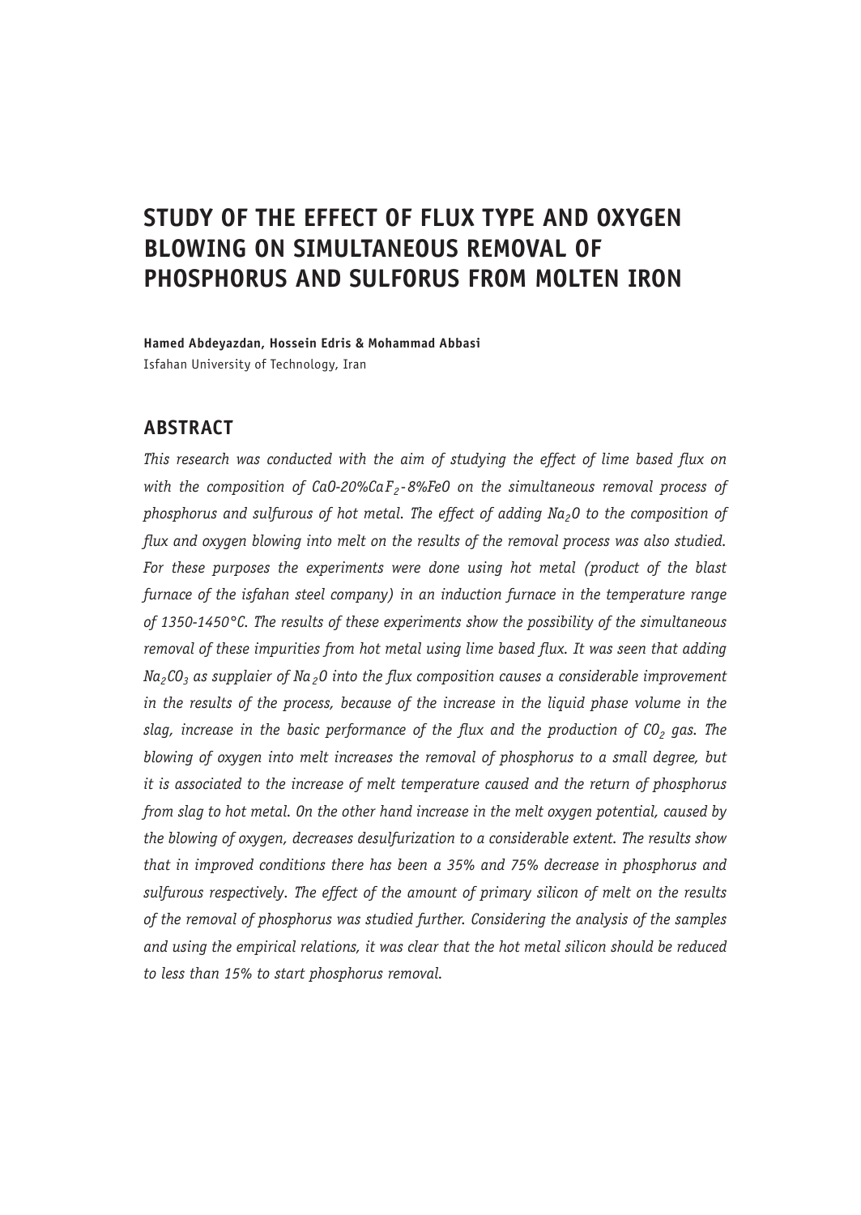# STUDY OF THE EFFECT OF FLUX TYPE AND OXYGEN BLOWING ON SIMULTANEOUS REMOVAL OF PHOSPHORUS AND SULFORUS FROM MOLTEN IRON

**Hamed Abdeyazdan, Hossein Edris & Mohammad Abbasi**
Isfahan University of Technology, Iran

## ABSTRACT

*This research was conducted with the aim of studying the effect of lime based flux on with the composition of CaO-20%$CaF_2$-8%FeO on the simultaneous removal process of phosphorus and sulfurous of hot metal. The effect of adding $Na_2O$ to the composition of flux and oxygen blowing into melt on the results of the removal process was also studied. For these purposes the experiments were done using hot metal (product of the blast furnace of the isfahan steel company) in an induction furnace in the temperature range of 1350-1450°C. The results of these experiments show the possibility of the simultaneous removal of these impurities from hot metal using lime based flux. It was seen that adding $Na_2CO_3$ as supplaier of $Na_2O$ into the flux composition causes a considerable improvement in the results of the process, because of the increase in the liquid phase volume in the slag, increase in the basic performance of the flux and the production of $CO_2$ gas. The blowing of oxygen into melt increases the removal of phosphorus to a small degree, but it is associated to the increase of melt temperature caused and the return of phosphorus from slag to hot metal. On the other hand increase in the melt oxygen potential, caused by the blowing of oxygen, decreases desulfurization to a considerable extent. The results show that in improved conditions there has been a 35% and 75% decrease in phosphorus and sulfurous respectively. The effect of the amount of primary silicon of melt on the results of the removal of phosphorus was studied further. Considering the analysis of the samples and using the empirical relations, it was clear that the hot metal silicon should be reduced to less than 15% to start phosphorus removal.*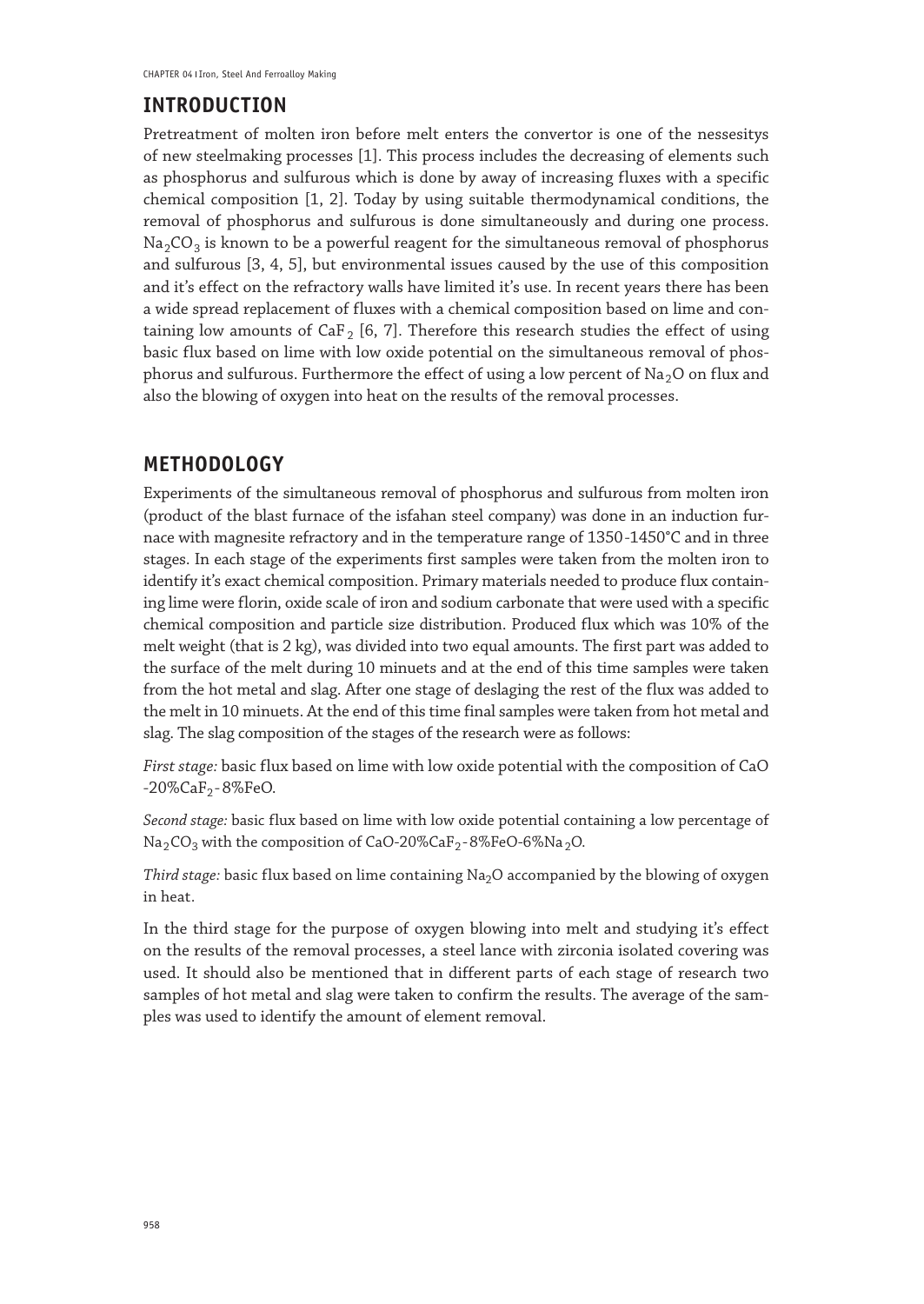## INTRODUCTION

Pretreatment of molten iron before melt enters the convertor is one of the nessesitys of new steelmaking processes [1]. This process includes the decreasing of elements such as phosphorus and sulfurous which is done by away of increasing fluxes with a specific chemical composition [1, 2]. Today by using suitable thermodynamical conditions, the removal of phosphorus and sulfurous is done simultaneously and during one process. $Na_2CO_3$ is known to be a powerful reagent for the simultaneous removal of phosphorus and sulfurous [3, 4, 5], but environmental issues caused by the use of this composition and it's effect on the refractory walls have limited it's use. In recent years there has been a wide spread replacement of fluxes with a chemical composition based on lime and containing low amounts of $CaF_2$ [6, 7]. Therefore this research studies the effect of using basic flux based on lime with low oxide potential on the simultaneous removal of phosphorus and sulfurous. Furthermore the effect of using a low percent of $Na_2O$ on flux and also the blowing of oxygen into heat on the results of the removal processes.

## METHODOLOGY

Experiments of the simultaneous removal of phosphorus and sulfurous from molten iron (product of the blast furnace of the isfahan steel company) was done in an induction furnace with magnesite refractory and in the temperature range of 1350-1450°C and in three stages. In each stage of the experiments first samples were taken from the molten iron to identify it's exact chemical composition. Primary materials needed to produce flux containing lime were florin, oxide scale of iron and sodium carbonate that were used with a specific chemical composition and particle size distribution. Produced flux which was 10% of the melt weight (that is 2 kg), was divided into two equal amounts. The first part was added to the surface of the melt during 10 minuets and at the end of this time samples were taken from the hot metal and slag. After one stage of deslaging the rest of the flux was added to the melt in 10 minuets. At the end of this time final samples were taken from hot metal and slag. The slag composition of the stages of the research were as follows:

*First stage:* basic flux based on lime with low oxide potential with the composition of CaO -20%$CaF_2$-8%FeO.

*Second stage:* basic flux based on lime with low oxide potential containing a low percentage of $Na_2CO_3$ with the composition of CaO-20%$CaF_2$-8%FeO-6%$Na_2O$.

*Third stage:* basic flux based on lime containing $Na_2O$ accompanied by the blowing of oxygen in heat.

In the third stage for the purpose of oxygen blowing into melt and studying it's effect on the results of the removal processes, a steel lance with zirconia isolated covering was used. It should also be mentioned that in different parts of each stage of research two samples of hot metal and slag were taken to confirm the results. The average of the samples was used to identify the amount of element removal.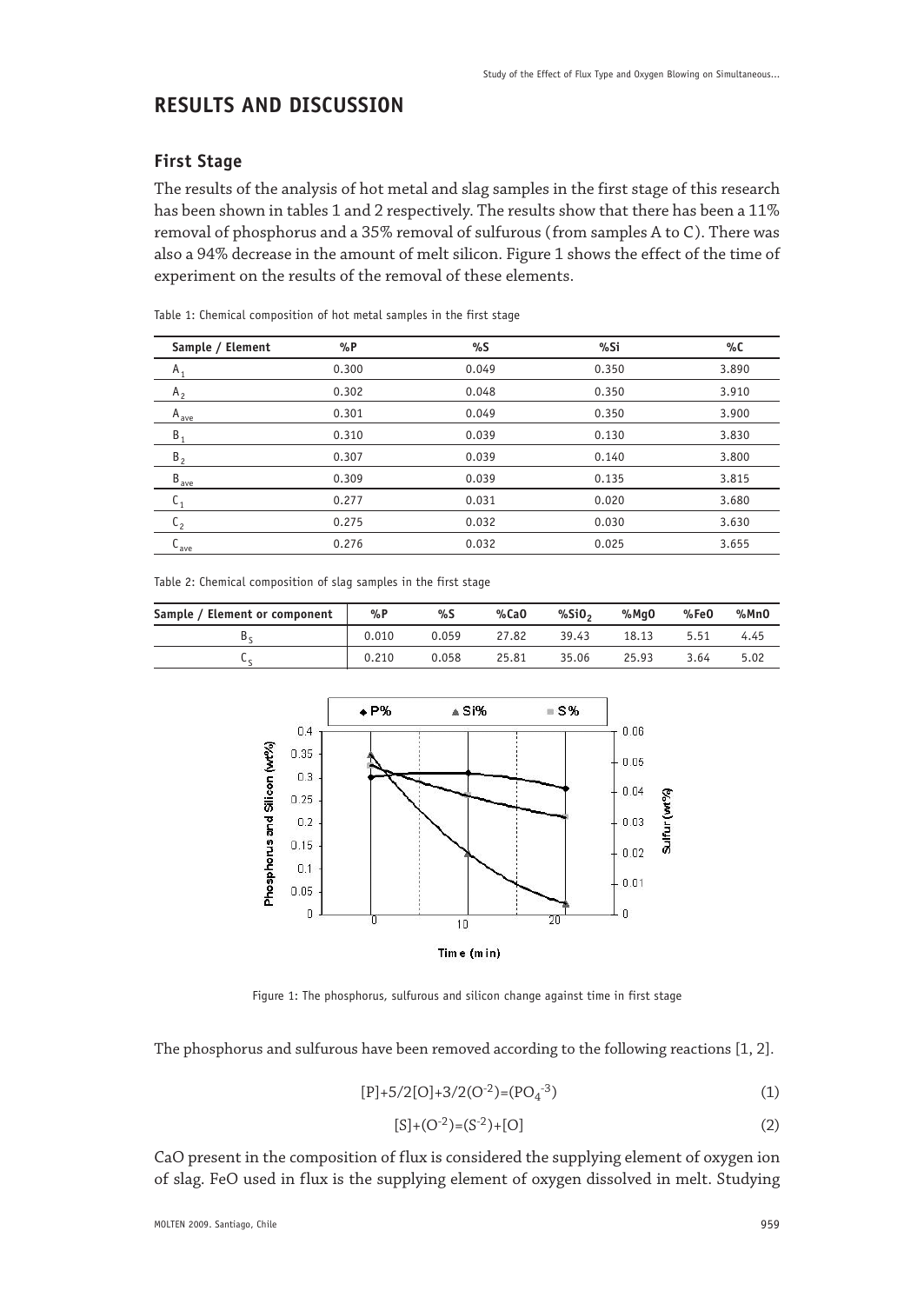## RESULTS AND DISCUSSION

### First Stage

The results of the analysis of hot metal and slag samples in the first stage of this research has been shown in tables 1 and 2 respectively. The results show that there has been a 11% removal of phosphorus and a 35% removal of sulfurous (from samples A to C). There was also a 94% decrease in the amount of melt silicon. Figure 1 shows the effect of the time of experiment on the results of the removal of these elements.

Table 1: Chemical composition of hot metal samples in the first stage

| Sample / Element | %P | %S | %Si | %C |
|---|---|---|---|---|
| $A_1$ | 0.300 | 0.049 | 0.350 | 3.890 |
| $A_2$ | 0.302 | 0.048 | 0.350 | 3.910 |
| $A_{ave}$ | 0.301 | 0.049 | 0.350 | 3.900 |
| $B_1$ | 0.310 | 0.039 | 0.130 | 3.830 |
| $B_2$ | 0.307 | 0.039 | 0.140 | 3.800 |
| $B_{ave}$ | 0.309 | 0.039 | 0.135 | 3.815 |
| $C_1$ | 0.277 | 0.031 | 0.020 | 3.680 |
| $C_2$ | 0.275 | 0.032 | 0.030 | 3.630 |
| $C_{ave}$ | 0.276 | 0.032 | 0.025 | 3.655 |

Table 2: Chemical composition of slag samples in the first stage

| Sample / Element or component | %P | %S | %CaO | %$SiO_2$ | %MgO | %FeO | %MnO |
|---|---|---|---|---|---|---|---|
| $B_S$ | 0.010 | 0.059 | 27.82 | 39.43 | 18.13 | 5.51 | 4.45 |
| $C_S$ | 0.210 | 0.058 | 25.81 | 35.06 | 25.93 | 3.64 | 5.02 |

Figure 1: The phosphorus, sulfurous and silicon change against time in first stage

The phosphorus and sulfurous have been removed according to the following reactions [1, 2].

$$[P]+5/2[O]+3/2(O^{-2})=(PO_4^{-3}) \quad (1)$$

$$[S]+(O^{-2})=(S^{-2})+[O] \quad (2)$$

CaO present in the composition of flux is considered the supplying element of oxygen ion of slag. FeO used in flux is the supplying element of oxygen dissolved in melt. Studying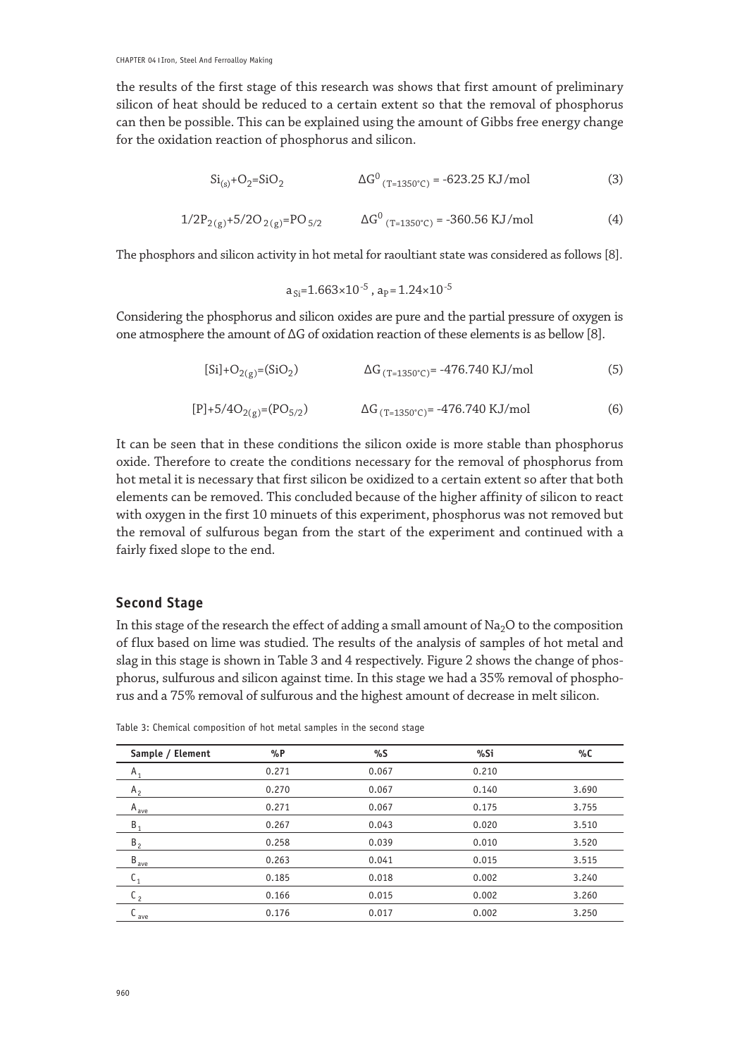the results of the first stage of this research was shows that first amount of preliminary silicon of heat should be reduced to a certain extent so that the removal of phosphorus can then be possible. This can be explained using the amount of Gibbs free energy change for the oxidation reaction of phosphorus and silicon.

$$Si_{(s)}+O_2=SiO_2 \qquad \Delta G^0_{(T=1350°C)} = -623.25 \text{ KJ/mol} \tag{3}$$

$$1/2P_{2(g)}+5/2O_{2(g)}=PO_{5/2} \qquad \Delta G^0_{(T=1350°C)} = -360.56 \text{ KJ/mol} \tag{4}$$

The phosphors and silicon activity in hot metal for raoultiant state was considered as follows [8].

$$a_{Si}=1.663\times10^{-5} \text{ , } a_P = 1.24\times10^{-5}$$

Considering the phosphorus and silicon oxides are pure and the partial pressure of oxygen is one atmosphere the amount of ΔG of oxidation reaction of these elements is as bellow [8].

$$[Si]+O_{2(g)}=(SiO_2) \qquad \Delta G_{(T=1350°C)}= -476.740 \text{ KJ/mol} \tag{5}$$

$$[P]+5/4O_{2(g)}=(PO_{5/2}) \qquad \Delta G_{(T=1350°C)}= -476.740 \text{ KJ/mol} \tag{6}$$

It can be seen that in these conditions the silicon oxide is more stable than phosphorus oxide. Therefore to create the conditions necessary for the removal of phosphorus from hot metal it is necessary that first silicon be oxidized to a certain extent so after that both elements can be removed. This concluded because of the higher affinity of silicon to react with oxygen in the first 10 minuets of this experiment, phosphorus was not removed but the removal of sulfurous began from the start of the experiment and continued with a fairly fixed slope to the end.

## Second Stage

In this stage of the research the effect of adding a small amount of $Na_2O$ to the composition of flux based on lime was studied. The results of the analysis of samples of hot metal and slag in this stage is shown in Table 3 and 4 respectively. Figure 2 shows the change of phosphorus, sulfurous and silicon against time. In this stage we had a 35% removal of phosphorus and a 75% removal of sulfurous and the highest amount of decrease in melt silicon.

Table 3: Chemical composition of hot metal samples in the second stage

| Sample / Element | %P | %S | %Si | %C |
|---|---|---|---|---|
| $A_1$ | 0.271 | 0.067 | 0.210 | |
| $A_2$ | 0.270 | 0.067 | 0.140 | 3.690 |
| $A_{ave}$ | 0.271 | 0.067 | 0.175 | 3.755 |
| $B_1$ | 0.267 | 0.043 | 0.020 | 3.510 |
| $B_2$ | 0.258 | 0.039 | 0.010 | 3.520 |
| $B_{ave}$ | 0.263 | 0.041 | 0.015 | 3.515 |
| $C_1$ | 0.185 | 0.018 | 0.002 | 3.240 |
| $C_2$ | 0.166 | 0.015 | 0.002 | 3.260 |
| $C_{ave}$ | 0.176 | 0.017 | 0.002 | 3.250 |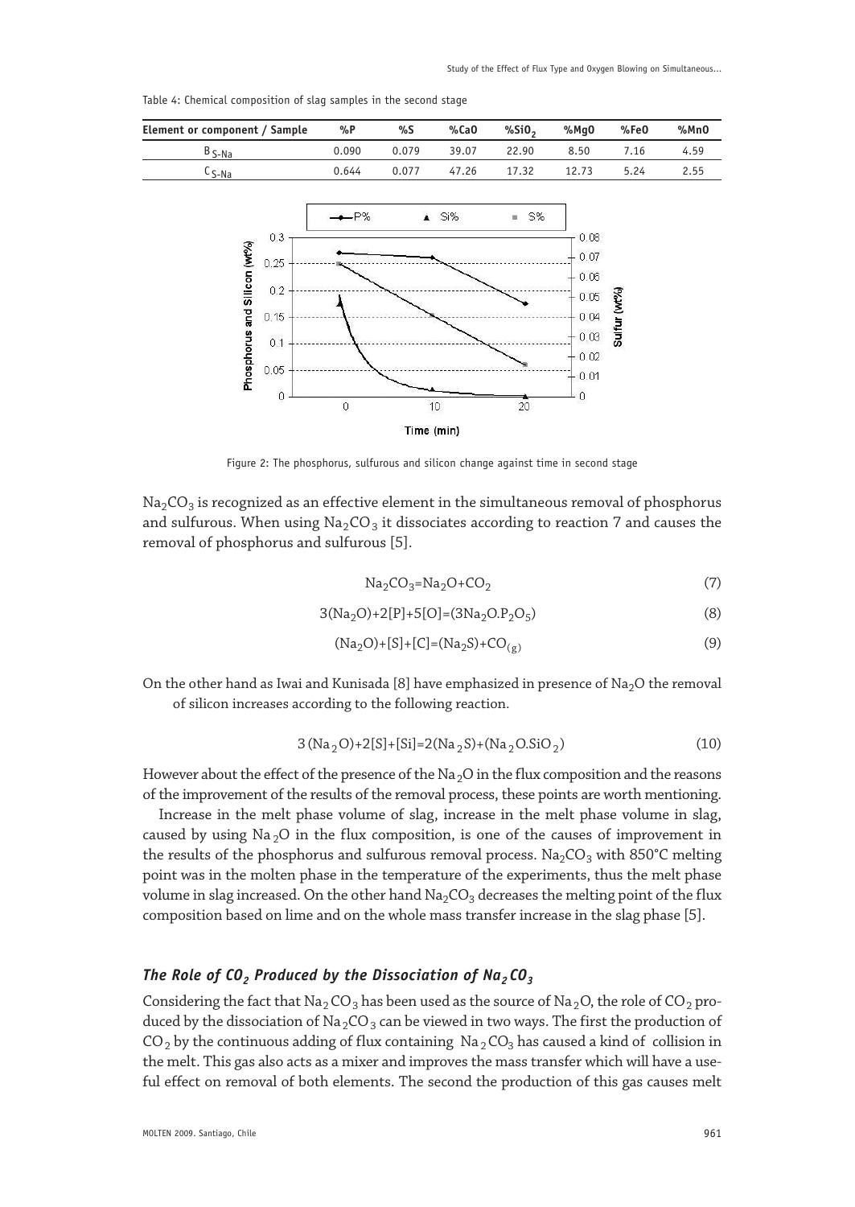Table 4: Chemical composition of slag samples in the second stage

| Element or component / Sample | %P | %S | %CaO | $\%SiO_2$ | %MgO | %FeO | %MnO |
|---|---|---|---|---|---|---|---|
| $B_{S\text{-}Na}$ | 0.090 | 0.079 | 39.07 | 22.90 | 8.50 | 7.16 | 4.59 |
| $C_{S\text{-}Na}$ | 0.644 | 0.077 | 47.26 | 17.32 | 12.73 | 5.24 | 2.55 |

Figure 2: The phosphorus, sulfurous and silicon change against time in second stage

$Na_2CO_3$ is recognized as an effective element in the simultaneous removal of phosphorus and sulfurous. When using $Na_2CO_3$ it dissociates according to reaction 7 and causes the removal of phosphorus and sulfurous [5].

$$Na_2CO_3=Na_2O+CO_2 \tag{7}$$

$$3(Na_2O)+2[P]+5[O]=(3Na_2O.P_2O_5) \tag{8}$$

$$(Na_2O)+[S]+[C]=(Na_2S)+CO_{(g)} \tag{9}$$

On the other hand as Iwai and Kunisada [8] have emphasized in presence of $Na_2O$ the removal of silicon increases according to the following reaction.

$$3(Na_2O)+2[S]+[Si]=2(Na_2S)+(Na_2O.SiO_2) \tag{10}$$

However about the effect of the presence of the $Na_2O$ in the flux composition and the reasons of the improvement of the results of the removal process, these points are worth mentioning.

Increase in the melt phase volume of slag, increase in the melt phase volume in slag, caused by using $Na_2O$ in the flux composition, is one of the causes of improvement in the results of the phosphorus and sulfurous removal process. $Na_2CO_3$ with 850°C melting point was in the molten phase in the temperature of the experiments, thus the melt phase volume in slag increased. On the other hand $Na_2CO_3$ decreases the melting point of the flux composition based on lime and on the whole mass transfer increase in the slag phase [5].

### *The Role of $CO_2$ Produced by the Dissociation of $Na_2CO_3$*

Considering the fact that $Na_2CO_3$ has been used as the source of $Na_2O$, the role of $CO_2$ produced by the dissociation of $Na_2CO_3$ can be viewed in two ways. The first the production of $CO_2$ by the continuous adding of flux containing $Na_2CO_3$ has caused a kind of collision in the melt. This gas also acts as a mixer and improves the mass transfer which will have a useful effect on removal of both elements. The second the production of this gas causes melt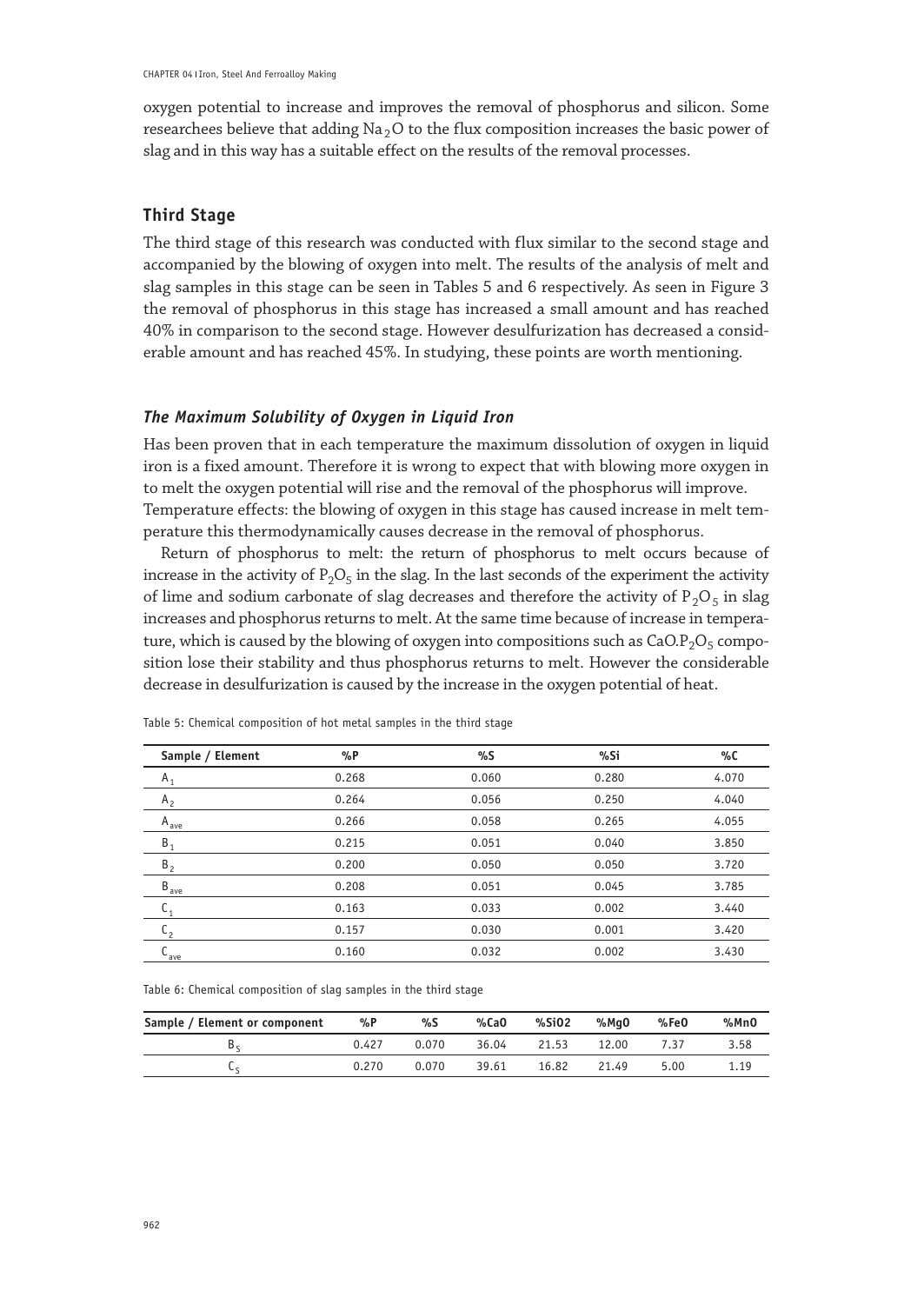oxygen potential to increase and improves the removal of phosphorus and silicon. Some researchees believe that adding $Na_2O$ to the flux composition increases the basic power of slag and in this way has a suitable effect on the results of the removal processes.

## Third Stage

The third stage of this research was conducted with flux similar to the second stage and accompanied by the blowing of oxygen into melt. The results of the analysis of melt and slag samples in this stage can be seen in Tables 5 and 6 respectively. As seen in Figure 3 the removal of phosphorus in this stage has increased a small amount and has reached 40% in comparison to the second stage. However desulfurization has decreased a considerable amount and has reached 45%. In studying, these points are worth mentioning.

### *The Maximum Solubility of Oxygen in Liquid Iron*

Has been proven that in each temperature the maximum dissolution of oxygen in liquid iron is a fixed amount. Therefore it is wrong to expect that with blowing more oxygen in to melt the oxygen potential will rise and the removal of the phosphorus will improve. Temperature effects: the blowing of oxygen in this stage has caused increase in melt temperature this thermodynamically causes decrease in the removal of phosphorus.

Return of phosphorus to melt: the return of phosphorus to melt occurs because of increase in the activity of $P_2O_5$ in the slag. In the last seconds of the experiment the activity of lime and sodium carbonate of slag decreases and therefore the activity of $P_2O_5$ in slag increases and phosphorus returns to melt. At the same time because of increase in temperature, which is caused by the blowing of oxygen into compositions such as $CaO.P_2O_5$ composition lose their stability and thus phosphorus returns to melt. However the considerable decrease in desulfurization is caused by the increase in the oxygen potential of heat.

Table 5: Chemical composition of hot metal samples in the third stage

| Sample / Element | %P | %S | %Si | %C |
|---|---|---|---|---|
| $A_1$ | 0.268 | 0.060 | 0.280 | 4.070 |
| $A_2$ | 0.264 | 0.056 | 0.250 | 4.040 |
| $A_{ave}$ | 0.266 | 0.058 | 0.265 | 4.055 |
| $B_1$ | 0.215 | 0.051 | 0.040 | 3.850 |
| $B_2$ | 0.200 | 0.050 | 0.050 | 3.720 |
| $B_{ave}$ | 0.208 | 0.051 | 0.045 | 3.785 |
| $C_1$ | 0.163 | 0.033 | 0.002 | 3.440 |
| $C_2$ | 0.157 | 0.030 | 0.001 | 3.420 |
| $C_{ave}$ | 0.160 | 0.032 | 0.002 | 3.430 |

Table 6: Chemical composition of slag samples in the third stage

| Sample / Element or component | %P | %S | %CaO | %SiO2 | %MgO | %FeO | %MnO |
|---|---|---|---|---|---|---|---|
| $B_S$ | 0.427 | 0.070 | 36.04 | 21.53 | 12.00 | 7.37 | 3.58 |
| $C_S$ | 0.270 | 0.070 | 39.61 | 16.82 | 21.49 | 5.00 | 1.19 |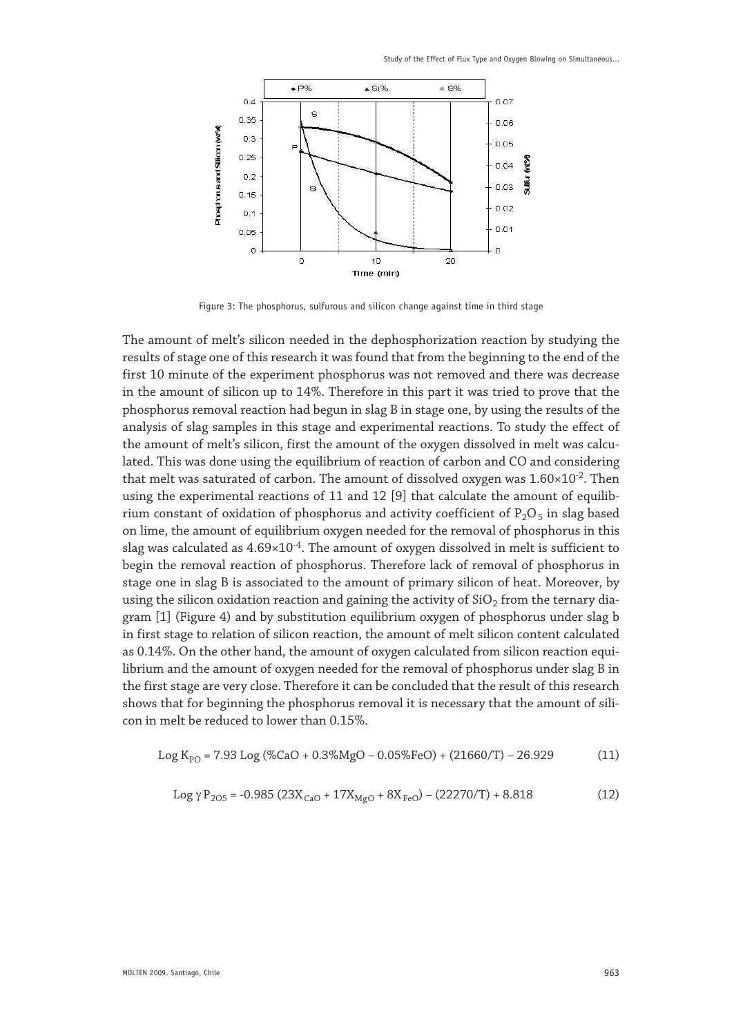Figure 3: The phosphorus, sulfurous and silicon change against time in third stage

The amount of melt's silicon needed in the dephosphorization reaction by studying the results of stage one of this research it was found that from the beginning to the end of the first 10 minute of the experiment phosphorus was not removed and there was decrease in the amount of silicon up to 14%. Therefore in this part it was tried to prove that the phosphorus removal reaction had begun in slag B in stage one, by using the results of the analysis of slag samples in this stage and experimental reactions. To study the effect of the amount of melt's silicon, first the amount of the oxygen dissolved in melt was calculated. This was done using the equilibrium of reaction of carbon and CO and considering that melt was saturated of carbon. The amount of dissolved oxygen was $1.60\times10^{-2}$. Then using the experimental reactions of 11 and 12 [9] that calculate the amount of equilibrium constant of oxidation of phosphorus and activity coefficient of $P_2O_5$ in slag based on lime, the amount of equilibrium oxygen needed for the removal of phosphorus in this slag was calculated as $4.69\times10^{-4}$. The amount of oxygen dissolved in melt is sufficient to begin the removal reaction of phosphorus. Therefore lack of removal of phosphorus in stage one in slag B is associated to the amount of primary silicon of heat. Moreover, by using the silicon oxidation reaction and gaining the activity of $SiO_2$ from the ternary diagram [1] (Figure 4) and by substitution equilibrium oxygen of phosphorus under slag b in first stage to relation of silicon reaction, the amount of melt silicon content calculated as 0.14%. On the other hand, the amount of oxygen calculated from silicon reaction equilibrium and the amount of oxygen needed for the removal of phosphorus under slag B in the first stage are very close. Therefore it can be concluded that the result of this research shows that for beginning the phosphorus removal it is necessary that the amount of silicon in melt be reduced to lower than 0.15%.

$$\text{Log } K_{PO} = 7.93 \text{ Log } (\%CaO + 0.3\%MgO - 0.05\%FeO) + (21660/T) - 26.929 \tag{11}$$

$$\text{Log } \gamma P_{2O5} = -0.985 \, (23X_{CaO} + 17X_{MgO} + 8X_{FeO}) - (22270/T) + 8.818 \tag{12}$$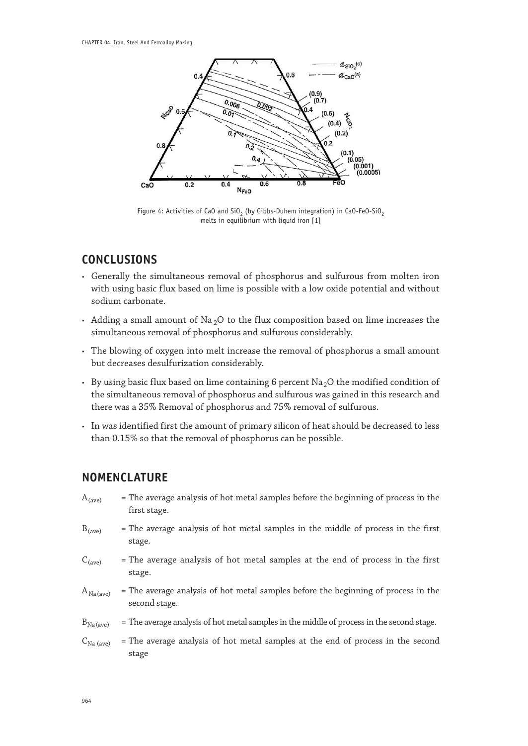Figure 4: Activities of CaO and $SiO_2$ (by Gibbs-Duhem integration) in CaO-FeO-$SiO_2$ melts in equilibrium with liquid iron [1]

## CONCLUSIONS

- Generally the simultaneous removal of phosphorus and sulfurous from molten iron with using basic flux based on lime is possible with a low oxide potential and without sodium carbonate.
- Adding a small amount of $Na_2O$ to the flux composition based on lime increases the simultaneous removal of phosphorus and sulfurous considerably.
- The blowing of oxygen into melt increase the removal of phosphorus a small amount but decreases desulfurization considerably.
- By using basic flux based on lime containing 6 percent $Na_2O$ the modified condition of the simultaneous removal of phosphorus and sulfurous was gained in this research and there was a 35% Removal of phosphorus and 75% removal of sulfurous.
- In was identified first the amount of primary silicon of heat should be decreased to less than 0.15% so that the removal of phosphorus can be possible.

## NOMENCLATURE

$A_{(ave)}$ = The average analysis of hot metal samples before the beginning of process in the first stage.

$B_{(ave)}$ = The average analysis of hot metal samples in the middle of process in the first stage.

$C_{(ave)}$ = The average analysis of hot metal samples at the end of process in the first stage.

$A_{Na\,(ave)}$ = The average analysis of hot metal samples before the beginning of process in the second stage.

$B_{Na\,(ave)}$ = The average analysis of hot metal samples in the middle of process in the second stage.

$C_{Na\,(ave)}$ = The average analysis of hot metal samples at the end of process in the second stage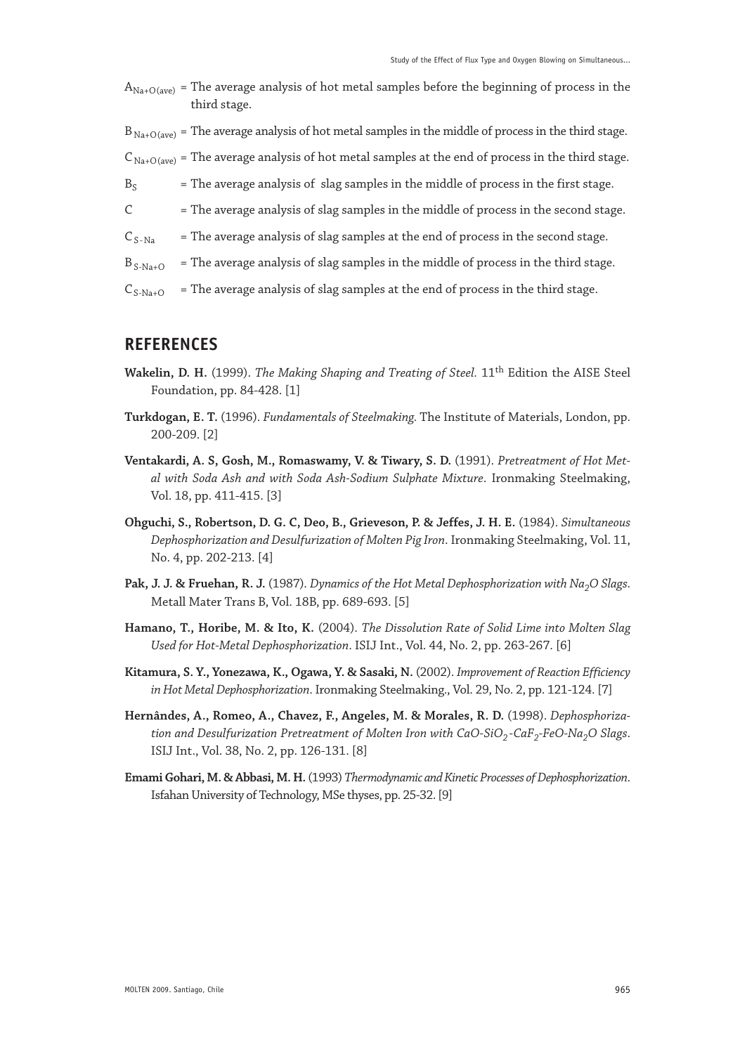$A_{Na+O(ave)}$ = The average analysis of hot metal samples before the beginning of process in the third stage.

$B_{Na+O(ave)}$ = The average analysis of hot metal samples in the middle of process in the third stage.

$C_{Na+O(ave)}$ = The average analysis of hot metal samples at the end of process in the third stage.

$B_S$ = The average analysis of slag samples in the middle of process in the first stage.

$C$ = The average analysis of slag samples in the middle of process in the second stage.

$C_{S-Na}$ = The average analysis of slag samples at the end of process in the second stage.

$B_{S-Na+O}$ = The average analysis of slag samples in the middle of process in the third stage.

$C_{S-Na+O}$ = The average analysis of slag samples at the end of process in the third stage.

## REFERENCES

**Wakelin, D. H.** (1999). *The Making Shaping and Treating of Steel*. 11th Edition the AISE Steel Foundation, pp. 84-428. [1]

**Turkdogan, E. T.** (1996). *Fundamentals of Steelmaking*. The Institute of Materials, London, pp. 200-209. [2]

**Ventakardi, A. S, Gosh, M., Romaswamy, V. & Tiwary, S. D.** (1991). *Pretreatment of Hot Metal with Soda Ash and with Soda Ash-Sodium Sulphate Mixture*. Ironmaking Steelmaking, Vol. 18, pp. 411-415. [3]

**Ohguchi, S., Robertson, D. G. C, Deo, B., Grieveson, P. & Jeffes, J. H. E.** (1984). *Simultaneous Dephosphorization and Desulfurization of Molten Pig Iron*. Ironmaking Steelmaking, Vol. 11, No. 4, pp. 202-213. [4]

**Pak, J. J. & Fruehan, R. J.** (1987). *Dynamics of the Hot Metal Dephosphorization with $Na_2O$ Slags*. Metall Mater Trans B, Vol. 18B, pp. 689-693. [5]

**Hamano, T., Horibe, M. & Ito, K.** (2004). *The Dissolution Rate of Solid Lime into Molten Slag Used for Hot-Metal Dephosphorization*. ISIJ Int., Vol. 44, No. 2, pp. 263-267. [6]

**Kitamura, S. Y., Yonezawa, K., Ogawa, Y. & Sasaki, N.** (2002). *Improvement of Reaction Efficiency in Hot Metal Dephosphorization*. Ironmaking Steelmaking., Vol. 29, No. 2, pp. 121-124. [7]

**Hernândes, A., Romeo, A., Chavez, F., Angeles, M. & Morales, R. D.** (1998). *Dephosphorization and Desulfurization Pretreatment of Molten Iron with $CaO$-$SiO_2$-$CaF_2$-$FeO$-$Na_2O$ Slags*. ISIJ Int., Vol. 38, No. 2, pp. 126-131. [8]

**Emami Gohari, M. & Abbasi, M. H.** (1993) *Thermodynamic and Kinetic Processes of Dephosphorization*. Isfahan University of Technology, MSe thyses, pp. 25-32. [9]